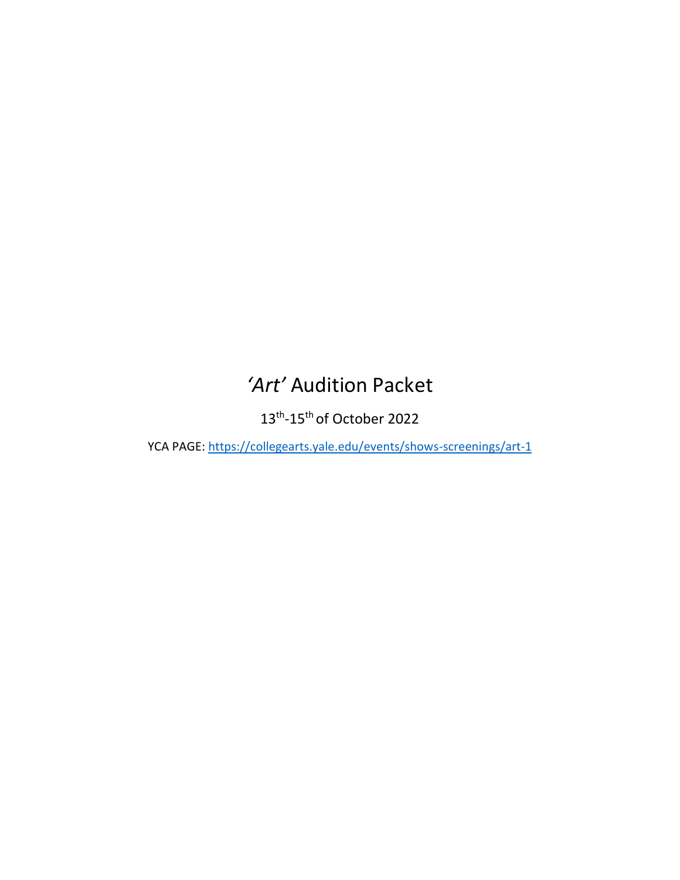# *'Art'* Audition Packet

13th-15th of October 2022

YCA PAGE: [https://collegearts.yale.edu/events/shows-screenings/art-1](https://collegearts.yale.edu/events/shows-screenings/art-1)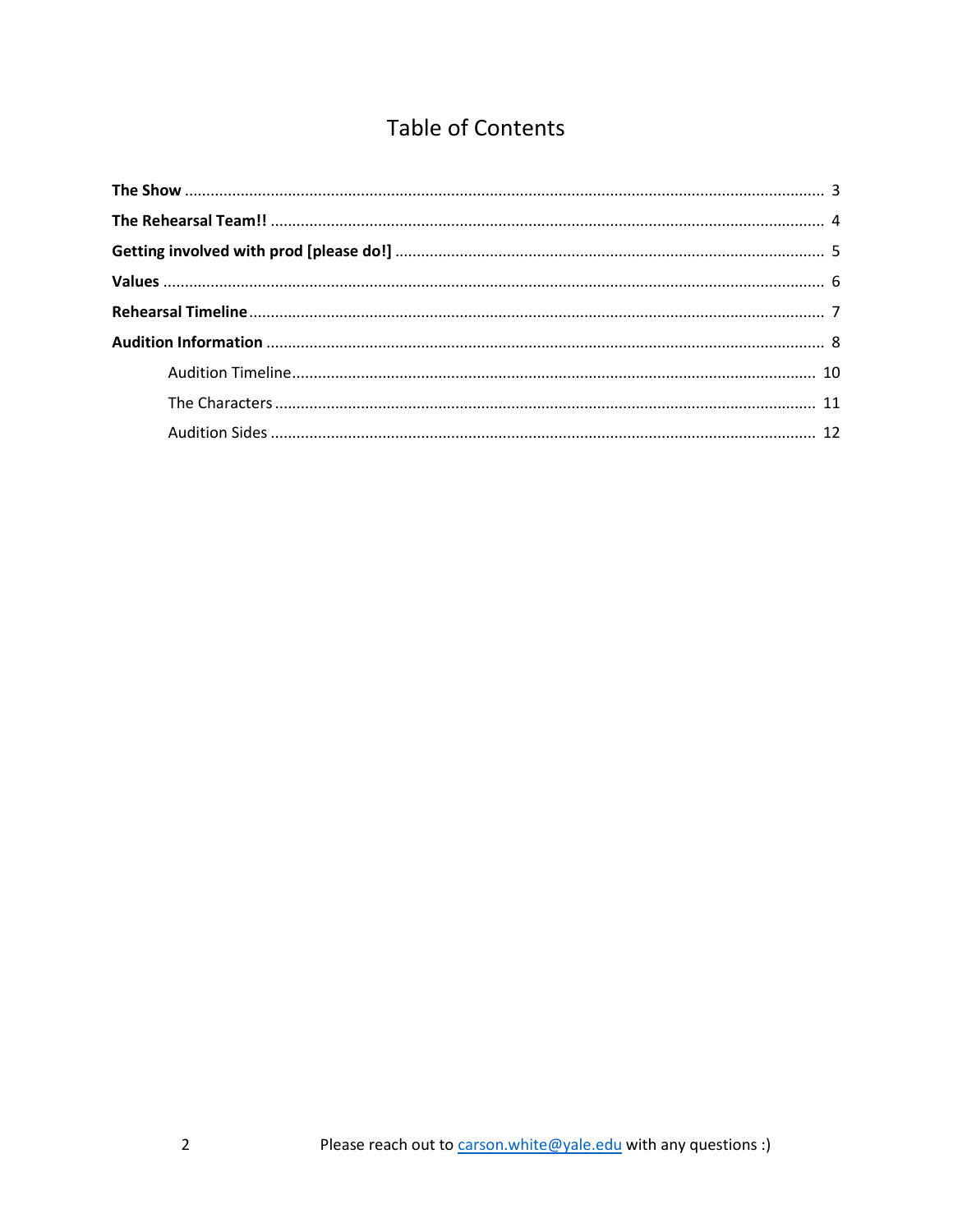# Table of Contents

**The Show** .......... 3

**The Rehearsal Team!!** .......... 4

**Getting involved with prod [please do!]** .......... 5

**Values** .......... 6

**Rehearsal Timeline** .......... 7

**Audition Information** .......... 8

- Audition Timeline .......... 10
- The Characters .......... 11
- Audition Sides .......... 12

Please reach out to [carson.white@yale.edu](mailto:carson.white@yale.edu) with any questions :)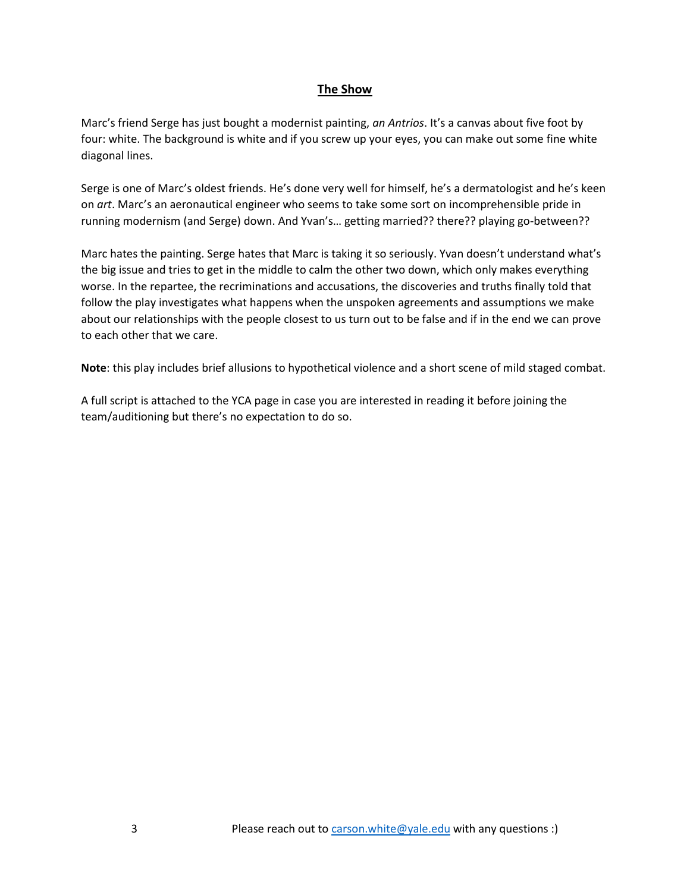## The Show

Marc's friend Serge has just bought a modernist painting, *an Antrios*. It's a canvas about five foot by four: white. The background is white and if you screw up your eyes, you can make out some fine white diagonal lines.

Serge is one of Marc's oldest friends. He's done very well for himself, he's a dermatologist and he's keen on *art*. Marc's an aeronautical engineer who seems to take some sort on incomprehensible pride in running modernism (and Serge) down. And Yvan's… getting married?? there?? playing go-between??

Marc hates the painting. Serge hates that Marc is taking it so seriously. Yvan doesn't understand what's the big issue and tries to get in the middle to calm the other two down, which only makes everything worse. In the repartee, the recriminations and accusations, the discoveries and truths finally told that follow the play investigates what happens when the unspoken agreements and assumptions we make about our relationships with the people closest to us turn out to be false and if in the end we can prove to each other that we care.

**Note**: this play includes brief allusions to hypothetical violence and a short scene of mild staged combat.

A full script is attached to the YCA page in case you are interested in reading it before joining the team/auditioning but there's no expectation to do so.

Please reach out to carson.white@yale.edu with any questions :)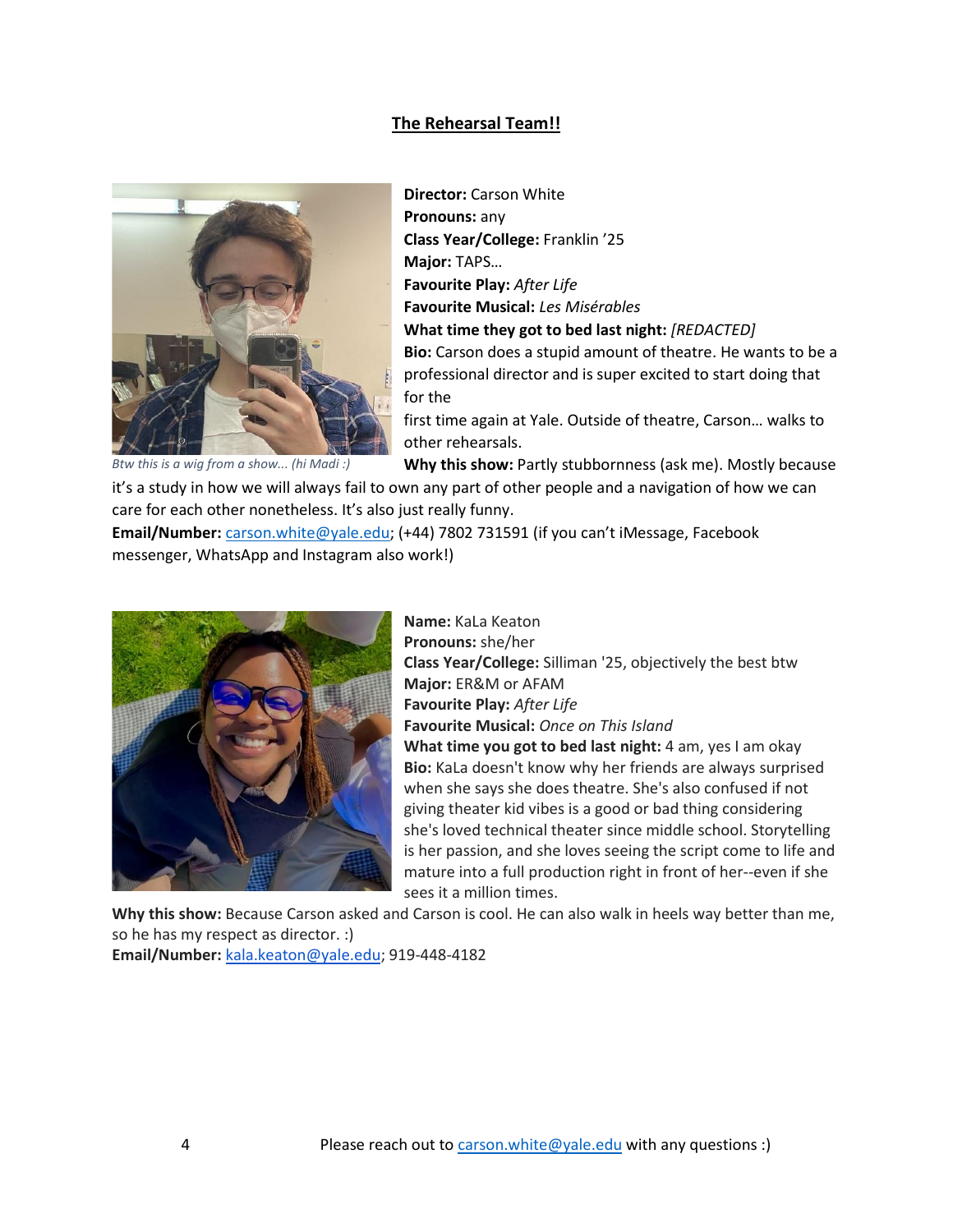## The Rehearsal Team!!

*Btw this is a wig from a show... (hi Madi :)*

**Director:** Carson White
**Pronouns:** any
**Class Year/College:** Franklin '25
**Major:** TAPS…
**Favourite Play:** *After Life*
**Favourite Musical:** *Les Misérables*
**What time they got to bed last night:** *[REDACTED]*
**Bio:** Carson does a stupid amount of theatre. He wants to be a professional director and is super excited to start doing that for the first time again at Yale. Outside of theatre, Carson… walks to other rehearsals.
**Why this show:** Partly stubbornness (ask me). Mostly because it's a study in how we will always fail to own any part of other people and a navigation of how we can care for each other nonetheless. It's also just really funny.
**Email/Number:** carson.white@yale.edu; (+44) 7802 731591 (if you can't iMessage, Facebook messenger, WhatsApp and Instagram also work!)

**Name:** KaLa Keaton
**Pronouns:** she/her
**Class Year/College:** Silliman '25, objectively the best btw
**Major:** ER&M or AFAM
**Favourite Play:** *After Life*
**Favourite Musical:** *Once on This Island*
**What time you got to bed last night:** 4 am, yes I am okay
**Bio:** KaLa doesn't know why her friends are always surprised when she says she does theatre. She's also confused if not giving theater kid vibes is a good or bad thing considering she's loved technical theater since middle school. Storytelling is her passion, and she loves seeing the script come to life and mature into a full production right in front of her--even if she sees it a million times.
**Why this show:** Because Carson asked and Carson is cool. He can also walk in heels way better than me, so he has my respect as director. :)
**Email/Number:** kala.keaton@yale.edu; 919-448-4182

Please reach out to carson.white@yale.edu with any questions :)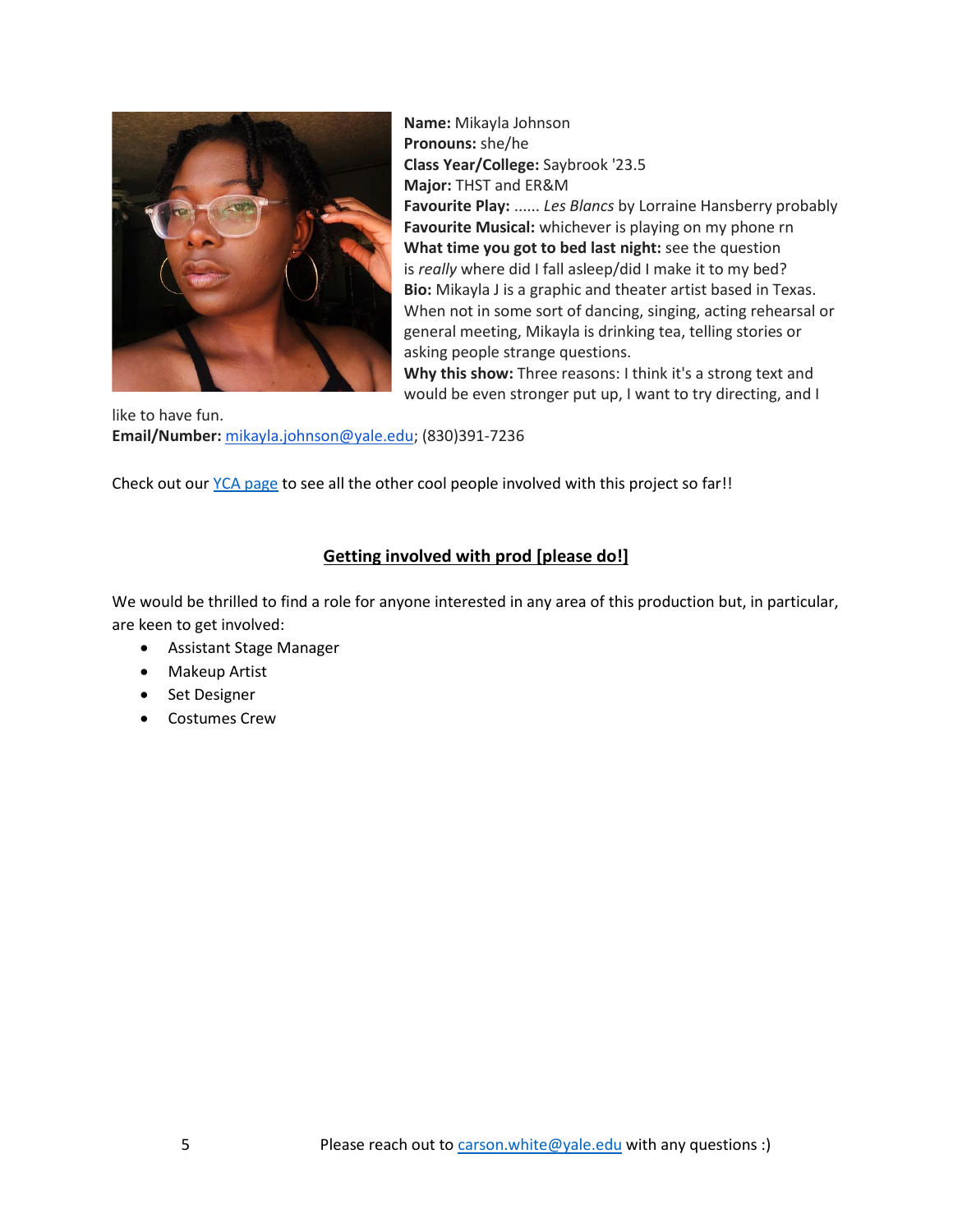**Name:** Mikayla Johnson
**Pronouns:** she/he
**Class Year/College:** Saybrook '23.5
**Major:** THST and ER&M
**Favourite Play:** ...... *Les Blancs* by Lorraine Hansberry probably
**Favourite Musical:** whichever is playing on my phone rn
**What time you got to bed last night:** see the question is *really* where did I fall asleep/did I make it to my bed?
**Bio:** Mikayla J is a graphic and theater artist based in Texas. When not in some sort of dancing, singing, acting rehearsal or general meeting, Mikayla is drinking tea, telling stories or asking people strange questions.
**Why this show:** Three reasons: I think it's a strong text and would be even stronger put up, I want to try directing, and I like to have fun.
**Email/Number:** mikayla.johnson@yale.edu; (830)391-7236

Check out our YCA page to see all the other cool people involved with this project so far!!

## Getting involved with prod [please do!]

We would be thrilled to find a role for anyone interested in any area of this production but, in particular, are keen to get involved:

- Assistant Stage Manager
- Makeup Artist
- Set Designer
- Costumes Crew

Please reach out to carson.white@yale.edu with any questions :)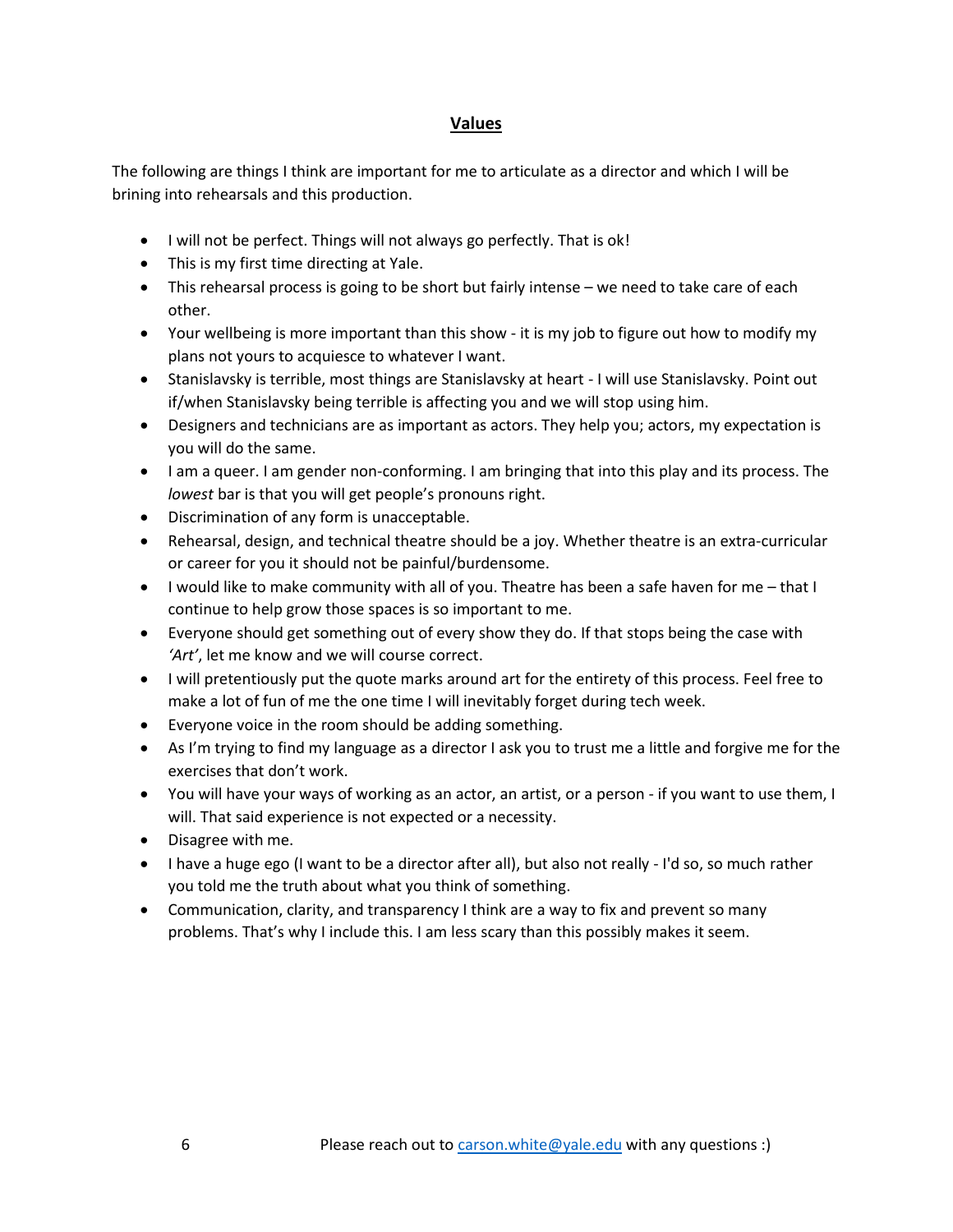## Values

The following are things I think are important for me to articulate as a director and which I will be brining into rehearsals and this production.

- I will not be perfect. Things will not always go perfectly. That is ok!
- This is my first time directing at Yale.
- This rehearsal process is going to be short but fairly intense – we need to take care of each other.
- Your wellbeing is more important than this show - it is my job to figure out how to modify my plans not yours to acquiesce to whatever I want.
- Stanislavsky is terrible, most things are Stanislavsky at heart - I will use Stanislavsky. Point out if/when Stanislavsky being terrible is affecting you and we will stop using him.
- Designers and technicians are as important as actors. They help you; actors, my expectation is you will do the same.
- I am a queer. I am gender non-conforming. I am bringing that into this play and its process. The *lowest* bar is that you will get people's pronouns right.
- Discrimination of any form is unacceptable.
- Rehearsal, design, and technical theatre should be a joy. Whether theatre is an extra-curricular or career for you it should not be painful/burdensome.
- I would like to make community with all of you. Theatre has been a safe haven for me – that I continue to help grow those spaces is so important to me.
- Everyone should get something out of every show they do. If that stops being the case with *'Art'*, let me know and we will course correct.
- I will pretentiously put the quote marks around art for the entirety of this process. Feel free to make a lot of fun of me the one time I will inevitably forget during tech week.
- Everyone voice in the room should be adding something.
- As I'm trying to find my language as a director I ask you to trust me a little and forgive me for the exercises that don't work.
- You will have your ways of working as an actor, an artist, or a person - if you want to use them, I will. That said experience is not expected or a necessity.
- Disagree with me.
- I have a huge ego (I want to be a director after all), but also not really - I'd so, so much rather you told me the truth about what you think of something.
- Communication, clarity, and transparency I think are a way to fix and prevent so many problems. That's why I include this. I am less scary than this possibly makes it seem.

Please reach out to carson.white@yale.edu with any questions :)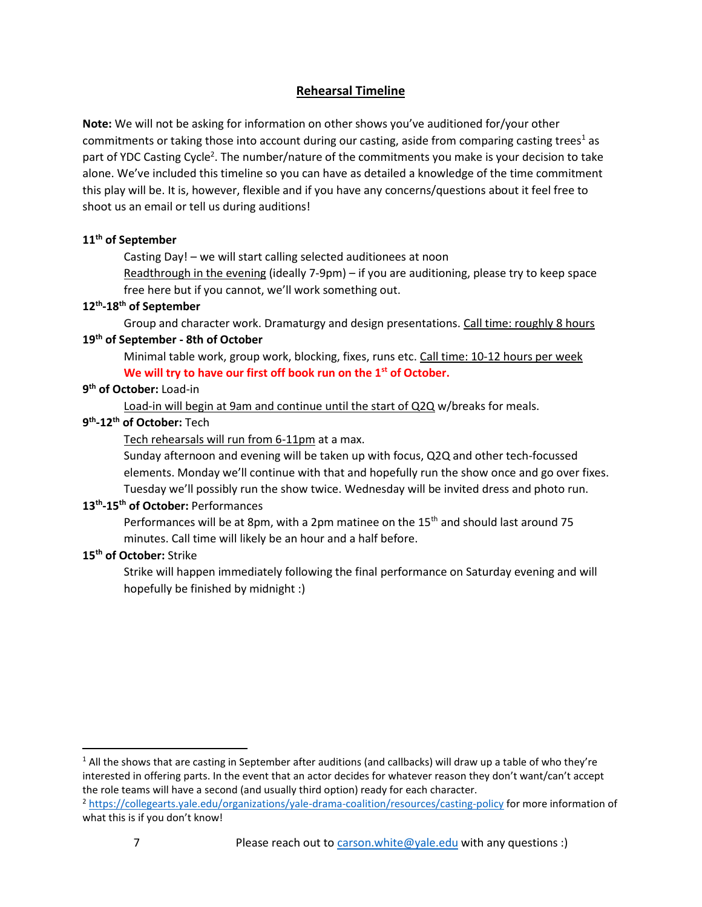## Rehearsal Timeline

**Note:** We will not be asking for information on other shows you've auditioned for/your other commitments or taking those into account during our casting, aside from comparing casting trees[1] as part of YDC Casting Cycle[2]. The number/nature of the commitments you make is your decision to take alone. We've included this timeline so you can have as detailed a knowledge of the time commitment this play will be. It is, however, flexible and if you have any concerns/questions about it feel free to shoot us an email or tell us during auditions!

**11th of September**

Casting Day! – we will start calling selected auditionees at noon

Readthrough in the evening (ideally 7-9pm) – if you are auditioning, please try to keep space free here but if you cannot, we'll work something out.

**12th-18th of September**

Group and character work. Dramaturgy and design presentations. Call time: roughly 8 hours

**19th of September - 8th of October**

Minimal table work, group work, blocking, fixes, runs etc. Call time: 10-12 hours per week

**We will try to have our first off book run on the 1st of October.**

**9th of October:** Load-in

Load-in will begin at 9am and continue until the start of Q2Q w/breaks for meals.

**9th-12th of October:** Tech

Tech rehearsals will run from 6-11pm at a max.

Sunday afternoon and evening will be taken up with focus, Q2Q and other tech-focussed elements. Monday we'll continue with that and hopefully run the show once and go over fixes. Tuesday we'll possibly run the show twice. Wednesday will be invited dress and photo run.

**13th-15th of October:** Performances

Performances will be at 8pm, with a 2pm matinee on the 15th and should last around 75 minutes. Call time will likely be an hour and a half before.

**15th of October:** Strike

Strike will happen immediately following the final performance on Saturday evening and will hopefully be finished by midnight :)

---

[1] All the shows that are casting in September after auditions (and callbacks) will draw up a table of who they're interested in offering parts. In the event that an actor decides for whatever reason they don't want/can't accept the role teams will have a second (and usually third option) ready for each character.

[2] https://collegearts.yale.edu/organizations/yale-drama-coalition/resources/casting-policy for more information of what this is if you don't know!

Please reach out to carson.white@yale.edu with any questions :)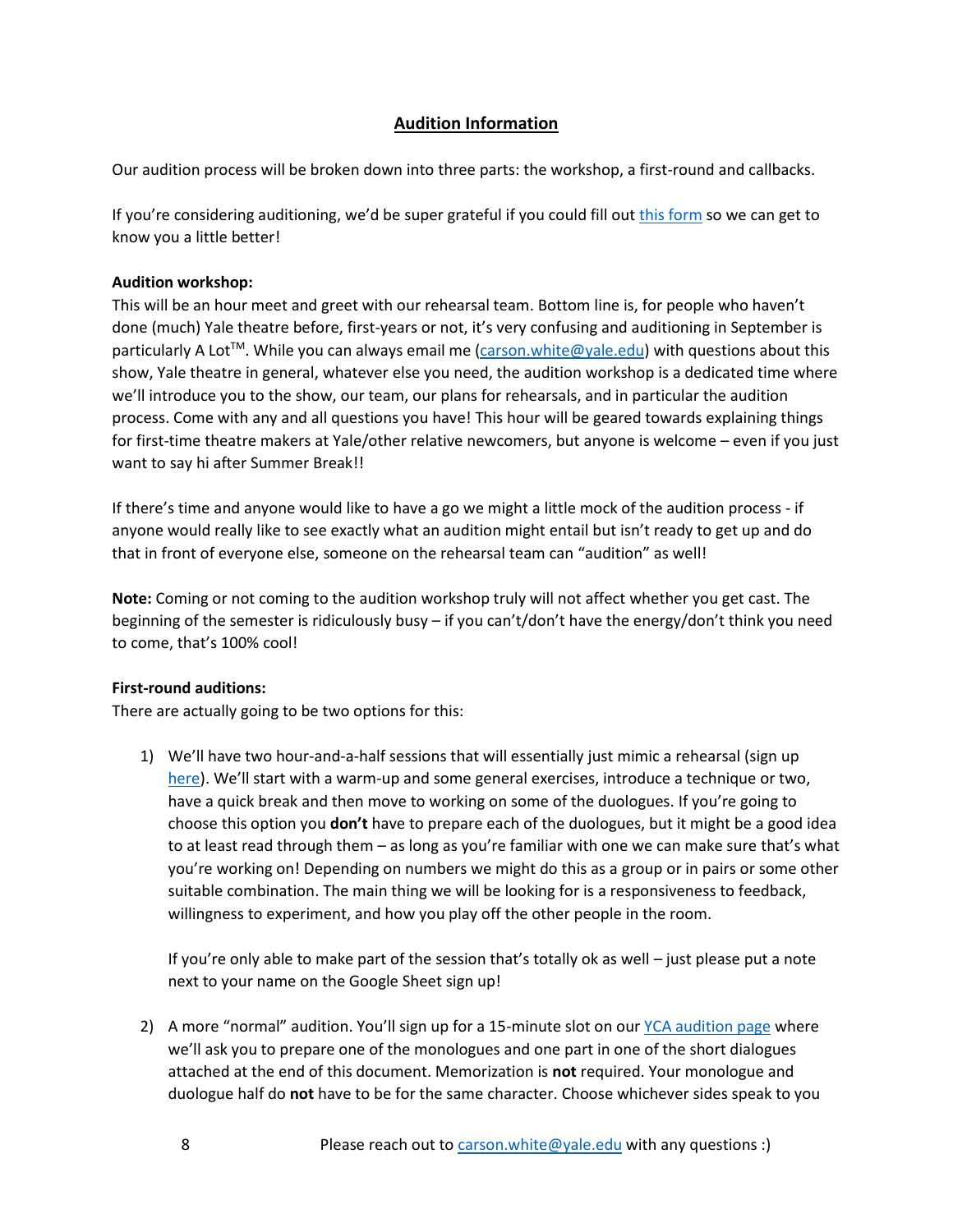## Audition Information

Our audition process will be broken down into three parts: the workshop, a first-round and callbacks.

If you're considering auditioning, we'd be super grateful if you could fill out [this form](this form) so we can get to know you a little better!

**Audition workshop:**
This will be an hour meet and greet with our rehearsal team. Bottom line is, for people who haven't done (much) Yale theatre before, first-years or not, it's very confusing and auditioning in September is particularly A Lot™. While you can always email me ([carson.white@yale.edu](mailto:carson.white@yale.edu)) with questions about this show, Yale theatre in general, whatever else you need, the audition workshop is a dedicated time where we'll introduce you to the show, our team, our plans for rehearsals, and in particular the audition process. Come with any and all questions you have! This hour will be geared towards explaining things for first-time theatre makers at Yale/other relative newcomers, but anyone is welcome – even if you just want to say hi after Summer Break!!

If there's time and anyone would like to have a go we might a little mock of the audition process - if anyone would really like to see exactly what an audition might entail but isn't ready to get up and do that in front of everyone else, someone on the rehearsal team can "audition" as well!

**Note:** Coming or not coming to the audition workshop truly will not affect whether you get cast. The beginning of the semester is ridiculously busy – if you can't/don't have the energy/don't think you need to come, that's 100% cool!

**First-round auditions:**
There are actually going to be two options for this:

1) We'll have two hour-and-a-half sessions that will essentially just mimic a rehearsal (sign up here). We'll start with a warm-up and some general exercises, introduce a technique or two, have a quick break and then move to working on some of the duologues. If you're going to choose this option you **don't** have to prepare each of the duologues, but it might be a good idea to at least read through them – as long as you're familiar with one we can make sure that's what you're working on! Depending on numbers we might do this as a group or in pairs or some other suitable combination. The main thing we will be looking for is a responsiveness to feedback, willingness to experiment, and how you play off the other people in the room.

   If you're only able to make part of the session that's totally ok as well – just please put a note next to your name on the Google Sheet sign up!

2) A more "normal" audition. You'll sign up for a 15-minute slot on our YCA audition page where we'll ask you to prepare one of the monologues and one part in one of the short dialogues attached at the end of this document. Memorization is **not** required. Your monologue and duologue half do **not** have to be for the same character. Choose whichever sides speak to you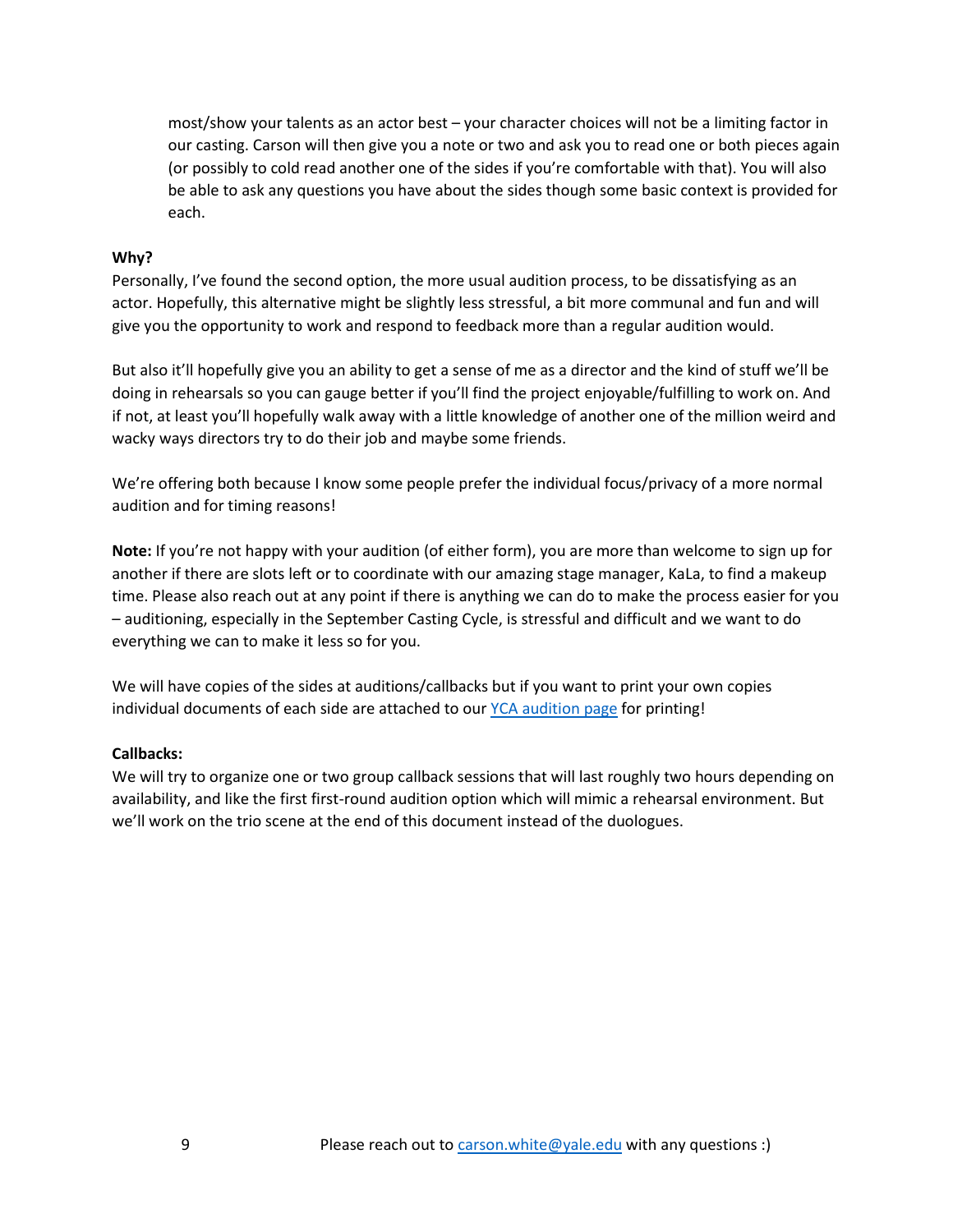most/show your talents as an actor best – your character choices will not be a limiting factor in our casting. Carson will then give you a note or two and ask you to read one or both pieces again (or possibly to cold read another one of the sides if you're comfortable with that). You will also be able to ask any questions you have about the sides though some basic context is provided for each.

**Why?**

Personally, I've found the second option, the more usual audition process, to be dissatisfying as an actor. Hopefully, this alternative might be slightly less stressful, a bit more communal and fun and will give you the opportunity to work and respond to feedback more than a regular audition would.

But also it'll hopefully give you an ability to get a sense of me as a director and the kind of stuff we'll be doing in rehearsals so you can gauge better if you'll find the project enjoyable/fulfilling to work on. And if not, at least you'll hopefully walk away with a little knowledge of another one of the million weird and wacky ways directors try to do their job and maybe some friends.

We're offering both because I know some people prefer the individual focus/privacy of a more normal audition and for timing reasons!

**Note:** If you're not happy with your audition (of either form), you are more than welcome to sign up for another if there are slots left or to coordinate with our amazing stage manager, KaLa, to find a makeup time. Please also reach out at any point if there is anything we can do to make the process easier for you – auditioning, especially in the September Casting Cycle, is stressful and difficult and we want to do everything we can to make it less so for you.

We will have copies of the sides at auditions/callbacks but if you want to print your own copies individual documents of each side are attached to our [YCA audition page]() for printing!

**Callbacks:**

We will try to organize one or two group callback sessions that will last roughly two hours depending on availability, and like the first first-round audition option which will mimic a rehearsal environment. But we'll work on the trio scene at the end of this document instead of the duologues.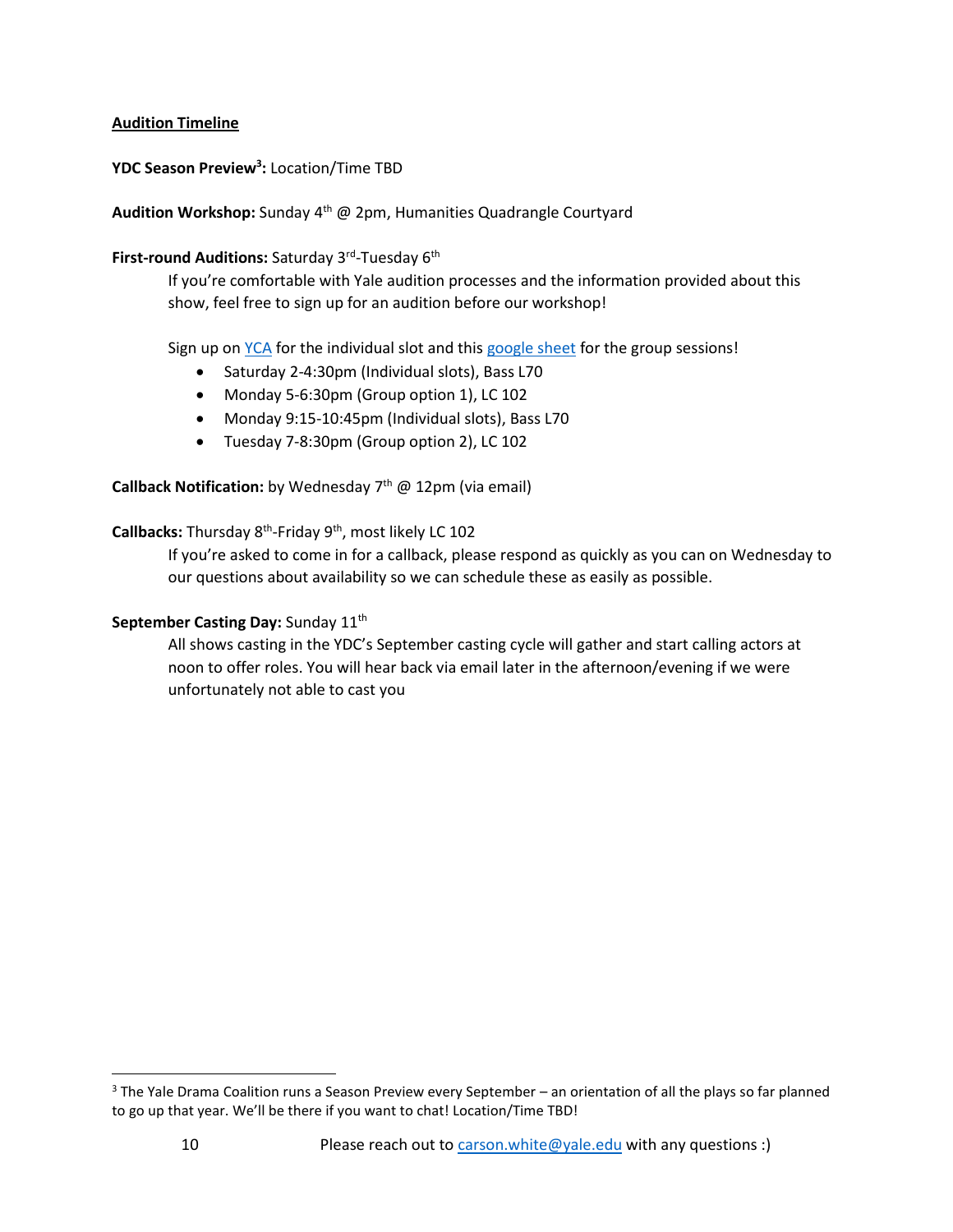**Audition Timeline**

**YDC Season Preview[3]:** Location/Time TBD

**Audition Workshop:** Sunday 4th @ 2pm, Humanities Quadrangle Courtyard

**First-round Auditions:** Saturday 3rd-Tuesday 6th

If you're comfortable with Yale audition processes and the information provided about this show, feel free to sign up for an audition before our workshop!

Sign up on YCA for the individual slot and this google sheet for the group sessions!

- Saturday 2-4:30pm (Individual slots), Bass L70
- Monday 5-6:30pm (Group option 1), LC 102
- Monday 9:15-10:45pm (Individual slots), Bass L70
- Tuesday 7-8:30pm (Group option 2), LC 102

**Callback Notification:** by Wednesday 7th @ 12pm (via email)

**Callbacks:** Thursday 8th-Friday 9th, most likely LC 102

If you're asked to come in for a callback, please respond as quickly as you can on Wednesday to our questions about availability so we can schedule these as easily as possible.

**September Casting Day:** Sunday 11th

All shows casting in the YDC's September casting cycle will gather and start calling actors at noon to offer roles. You will hear back via email later in the afternoon/evening if we were unfortunately not able to cast you

[3] The Yale Drama Coalition runs a Season Preview every September – an orientation of all the plays so far planned to go up that year. We'll be there if you want to chat! Location/Time TBD!

Please reach out to carson.white@yale.edu with any questions :)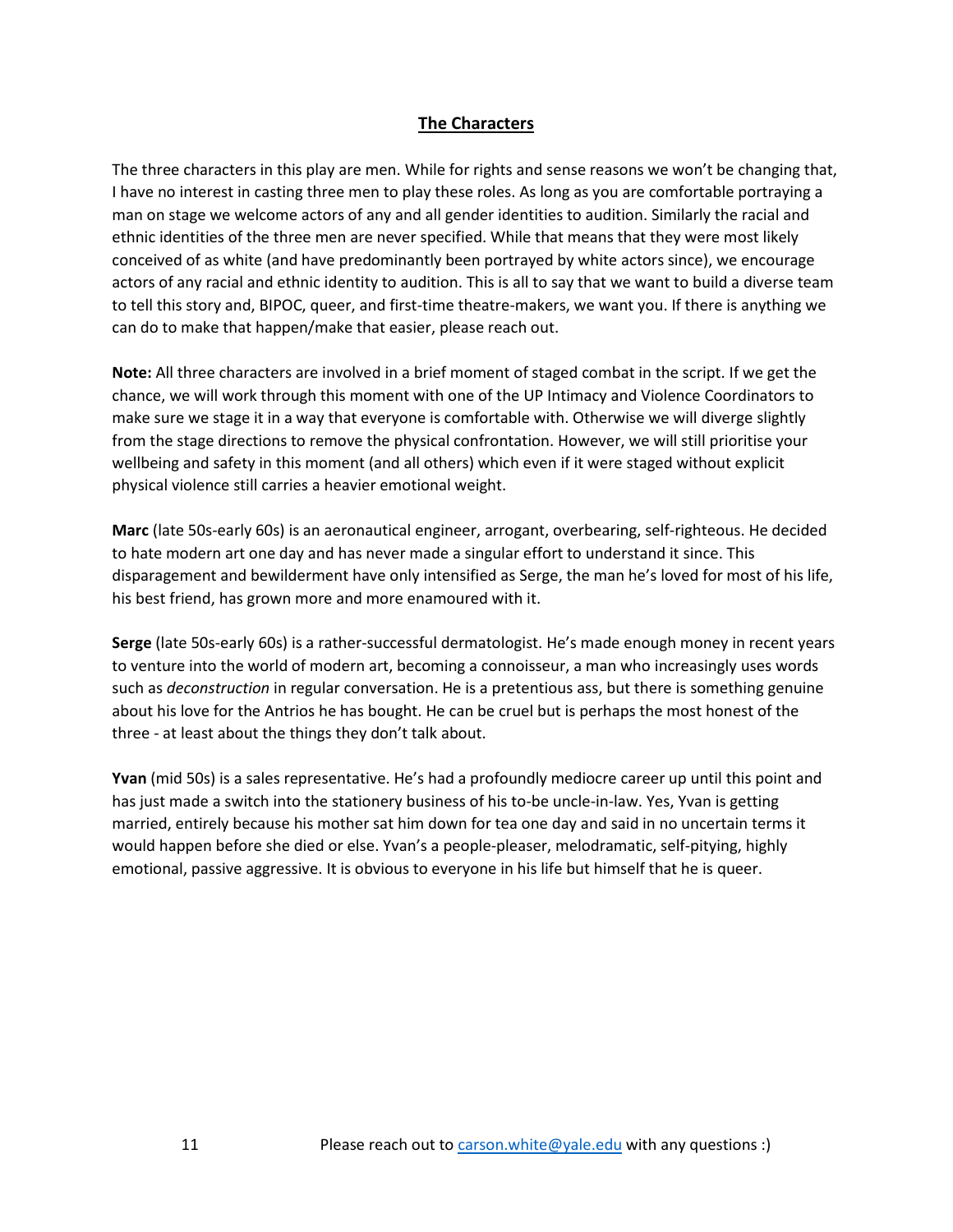## The Characters

The three characters in this play are men. While for rights and sense reasons we won't be changing that, I have no interest in casting three men to play these roles. As long as you are comfortable portraying a man on stage we welcome actors of any and all gender identities to audition. Similarly the racial and ethnic identities of the three men are never specified. While that means that they were most likely conceived of as white (and have predominantly been portrayed by white actors since), we encourage actors of any racial and ethnic identity to audition. This is all to say that we want to build a diverse team to tell this story and, BIPOC, queer, and first-time theatre-makers, we want you. If there is anything we can do to make that happen/make that easier, please reach out.

**Note:** All three characters are involved in a brief moment of staged combat in the script. If we get the chance, we will work through this moment with one of the UP Intimacy and Violence Coordinators to make sure we stage it in a way that everyone is comfortable with. Otherwise we will diverge slightly from the stage directions to remove the physical confrontation. However, we will still prioritise your wellbeing and safety in this moment (and all others) which even if it were staged without explicit physical violence still carries a heavier emotional weight.

**Marc** (late 50s-early 60s) is an aeronautical engineer, arrogant, overbearing, self-righteous. He decided to hate modern art one day and has never made a singular effort to understand it since. This disparagement and bewilderment have only intensified as Serge, the man he's loved for most of his life, his best friend, has grown more and more enamoured with it.

**Serge** (late 50s-early 60s) is a rather-successful dermatologist. He's made enough money in recent years to venture into the world of modern art, becoming a connoisseur, a man who increasingly uses words such as *deconstruction* in regular conversation. He is a pretentious ass, but there is something genuine about his love for the Antrios he has bought. He can be cruel but is perhaps the most honest of the three - at least about the things they don't talk about.

**Yvan** (mid 50s) is a sales representative. He's had a profoundly mediocre career up until this point and has just made a switch into the stationery business of his to-be uncle-in-law. Yes, Yvan is getting married, entirely because his mother sat him down for tea one day and said in no uncertain terms it would happen before she died or else. Yvan's a people-pleaser, melodramatic, self-pitying, highly emotional, passive aggressive. It is obvious to everyone in his life but himself that he is queer.

Please reach out to carson.white@yale.edu with any questions :)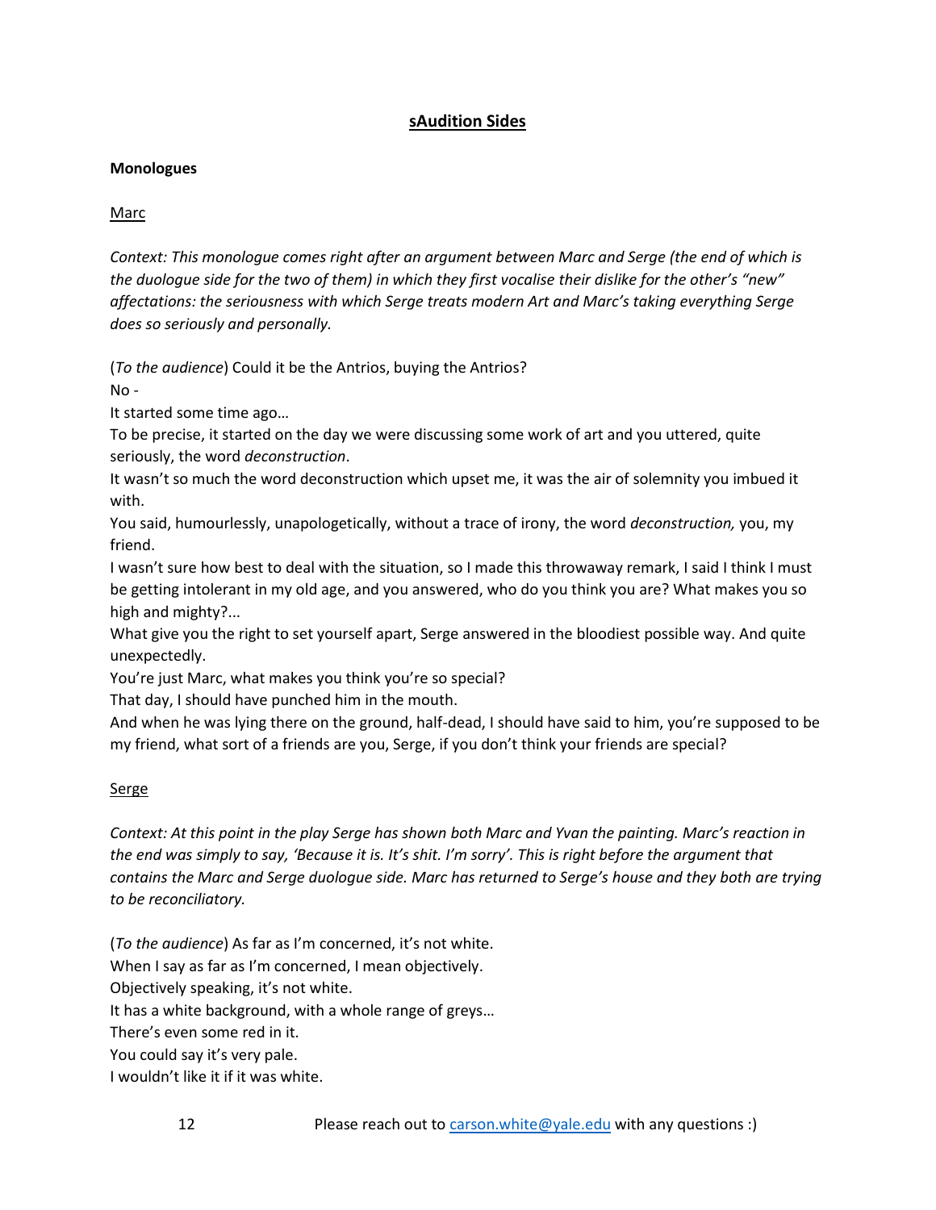## sAudition Sides

**Monologues**

Marc

*Context: This monologue comes right after an argument between Marc and Serge (the end of which is the duologue side for the two of them) in which they first vocalise their dislike for the other's "new" affectations: the seriousness with which Serge treats modern Art and Marc's taking everything Serge does so seriously and personally.*

(*To the audience*) Could it be the Antrios, buying the Antrios?

No -

It started some time ago…

To be precise, it started on the day we were discussing some work of art and you uttered, quite seriously, the word *deconstruction*.

It wasn't so much the word deconstruction which upset me, it was the air of solemnity you imbued it with.

You said, humourlessly, unapologetically, without a trace of irony, the word *deconstruction,* you, my friend.

I wasn't sure how best to deal with the situation, so I made this throwaway remark, I said I think I must be getting intolerant in my old age, and you answered, who do you think you are? What makes you so high and mighty?...

What give you the right to set yourself apart, Serge answered in the bloodiest possible way. And quite unexpectedly.

You're just Marc, what makes you think you're so special?

That day, I should have punched him in the mouth.

And when he was lying there on the ground, half-dead, I should have said to him, you're supposed to be my friend, what sort of a friends are you, Serge, if you don't think your friends are special?

Serge

*Context: At this point in the play Serge has shown both Marc and Yvan the painting. Marc's reaction in the end was simply to say, 'Because it is. It's shit. I'm sorry'. This is right before the argument that contains the Marc and Serge duologue side. Marc has returned to Serge's house and they both are trying to be reconciliatory.*

(*To the audience*) As far as I'm concerned, it's not white.

When I say as far as I'm concerned, I mean objectively.

Objectively speaking, it's not white.

It has a white background, with a whole range of greys…

There's even some red in it.

You could say it's very pale.

I wouldn't like it if it was white.

Please reach out to carson.white@yale.edu with any questions :)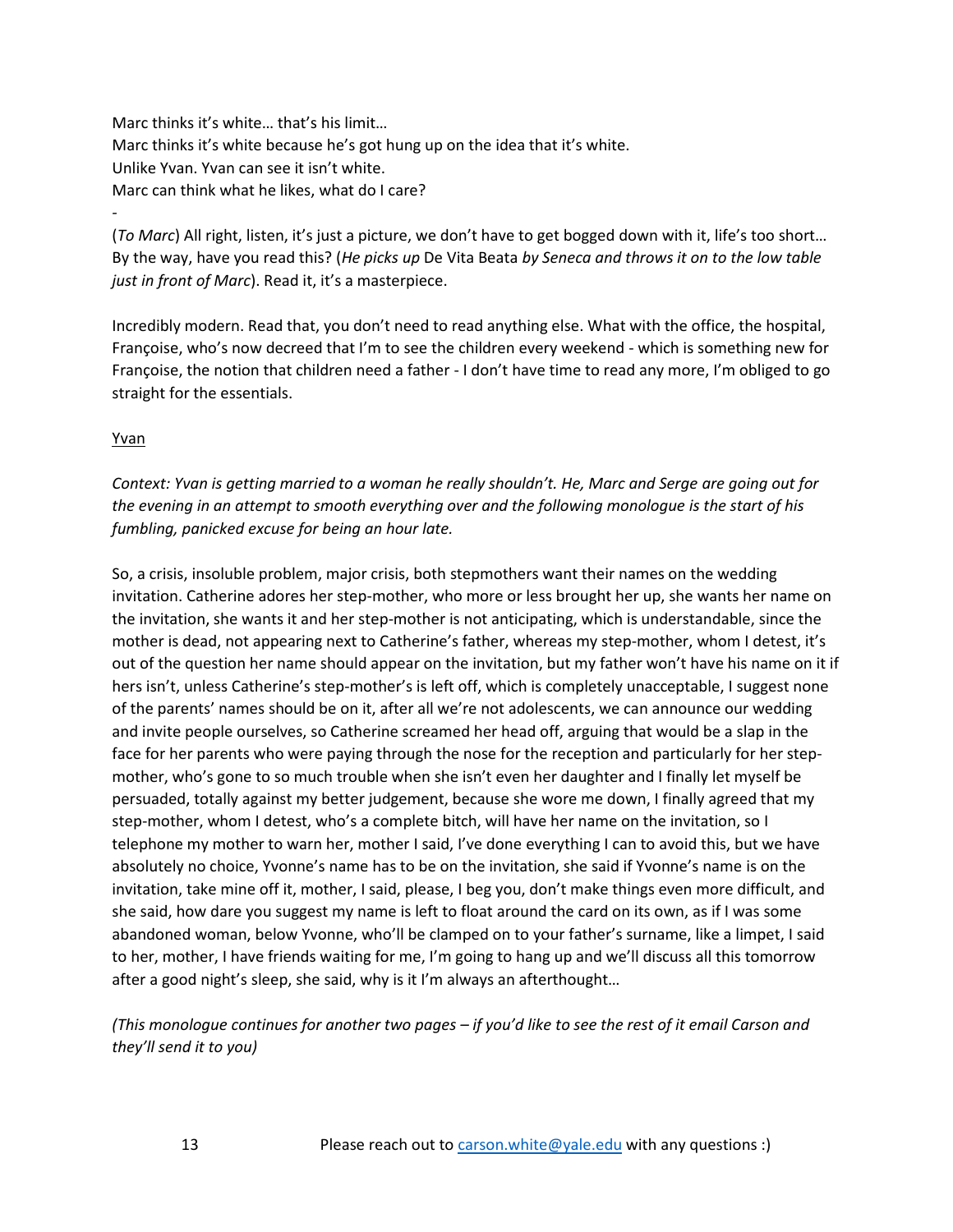Marc thinks it's white… that's his limit…
Marc thinks it's white because he's got hung up on the idea that it's white.
Unlike Yvan. Yvan can see it isn't white.
Marc can think what he likes, what do I care?

-

(*To Marc*) All right, listen, it's just a picture, we don't have to get bogged down with it, life's too short… By the way, have you read this? (*He picks up* De Vita Beata *by Seneca and throws it on to the low table just in front of Marc*). Read it, it's a masterpiece.

Incredibly modern. Read that, you don't need to read anything else. What with the office, the hospital, Françoise, who's now decreed that I'm to see the children every weekend - which is something new for Françoise, the notion that children need a father - I don't have time to read any more, I'm obliged to go straight for the essentials.

<u>Yvan</u>

*Context: Yvan is getting married to a woman he really shouldn't. He, Marc and Serge are going out for the evening in an attempt to smooth everything over and the following monologue is the start of his fumbling, panicked excuse for being an hour late.*

So, a crisis, insoluble problem, major crisis, both stepmothers want their names on the wedding invitation. Catherine adores her step-mother, who more or less brought her up, she wants her name on the invitation, she wants it and her step-mother is not anticipating, which is understandable, since the mother is dead, not appearing next to Catherine's father, whereas my step-mother, whom I detest, it's out of the question her name should appear on the invitation, but my father won't have his name on it if hers isn't, unless Catherine's step-mother's is left off, which is completely unacceptable, I suggest none of the parents' names should be on it, after all we're not adolescents, we can announce our wedding and invite people ourselves, so Catherine screamed her head off, arguing that would be a slap in the face for her parents who were paying through the nose for the reception and particularly for her step-mother, who's gone to so much trouble when she isn't even her daughter and I finally let myself be persuaded, totally against my better judgement, because she wore me down, I finally agreed that my step-mother, whom I detest, who's a complete bitch, will have her name on the invitation, so I telephone my mother to warn her, mother I said, I've done everything I can to avoid this, but we have absolutely no choice, Yvonne's name has to be on the invitation, she said if Yvonne's name is on the invitation, take mine off it, mother, I said, please, I beg you, don't make things even more difficult, and she said, how dare you suggest my name is left to float around the card on its own, as if I was some abandoned woman, below Yvonne, who'll be clamped on to your father's surname, like a limpet, I said to her, mother, I have friends waiting for me, I'm going to hang up and we'll discuss all this tomorrow after a good night's sleep, she said, why is it I'm always an afterthought…

*(This monologue continues for another two pages – if you'd like to see the rest of it email Carson and they'll send it to you)*

Please reach out to carson.white@yale.edu with any questions :)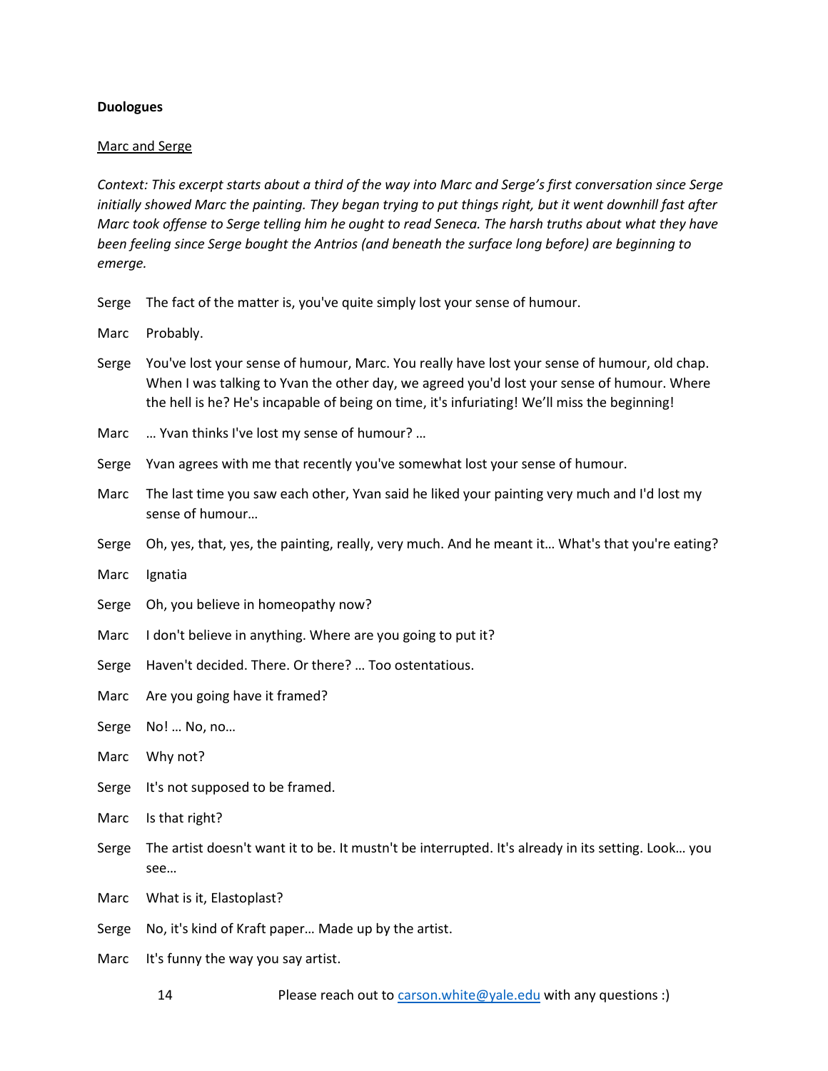**Duologues**

Marc and Serge

*Context: This excerpt starts about a third of the way into Marc and Serge's first conversation since Serge initially showed Marc the painting. They began trying to put things right, but it went downhill fast after Marc took offense to Serge telling him he ought to read Seneca. The harsh truths about what they have been feeling since Serge bought the Antrios (and beneath the surface long before) are beginning to emerge.*

Serge The fact of the matter is, you've quite simply lost your sense of humour.

Marc Probably.

Serge You've lost your sense of humour, Marc. You really have lost your sense of humour, old chap. When I was talking to Yvan the other day, we agreed you'd lost your sense of humour. Where the hell is he? He's incapable of being on time, it's infuriating! We'll miss the beginning!

Marc … Yvan thinks I've lost my sense of humour? …

Serge Yvan agrees with me that recently you've somewhat lost your sense of humour.

Marc The last time you saw each other, Yvan said he liked your painting very much and I'd lost my sense of humour…

Serge Oh, yes, that, yes, the painting, really, very much. And he meant it… What's that you're eating?

Marc Ignatia

Serge Oh, you believe in homeopathy now?

Marc I don't believe in anything. Where are you going to put it?

Serge Haven't decided. There. Or there? … Too ostentatious.

Marc Are you going have it framed?

Serge No! … No, no…

Marc Why not?

Serge It's not supposed to be framed.

Marc Is that right?

Serge The artist doesn't want it to be. It mustn't be interrupted. It's already in its setting. Look… you see…

Marc What is it, Elastoplast?

Serge No, it's kind of Kraft paper… Made up by the artist.

Marc It's funny the way you say artist.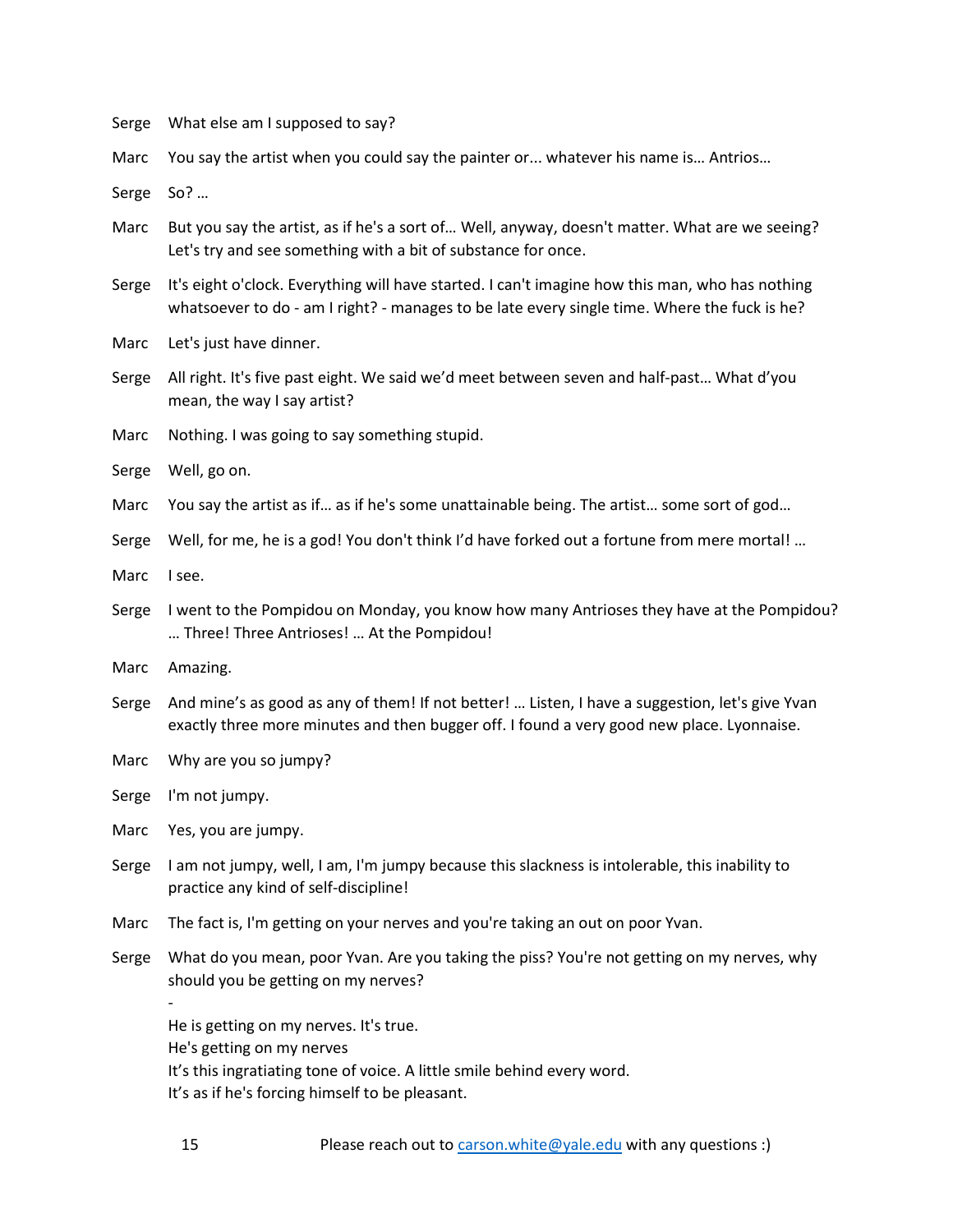Serge What else am I supposed to say?

Marc You say the artist when you could say the painter or... whatever his name is… Antrios…

Serge So? …

Marc But you say the artist, as if he's a sort of… Well, anyway, doesn't matter. What are we seeing? Let's try and see something with a bit of substance for once.

Serge It's eight o'clock. Everything will have started. I can't imagine how this man, who has nothing whatsoever to do - am I right? - manages to be late every single time. Where the fuck is he?

Marc Let's just have dinner.

Serge All right. It's five past eight. We said we'd meet between seven and half-past… What d'you mean, the way I say artist?

Marc Nothing. I was going to say something stupid.

Serge Well, go on.

Marc You say the artist as if… as if he's some unattainable being. The artist… some sort of god…

Serge Well, for me, he is a god! You don't think I'd have forked out a fortune from mere mortal! …

Marc I see.

Serge I went to the Pompidou on Monday, you know how many Antrioses they have at the Pompidou? … Three! Three Antrioses! … At the Pompidou!

Marc Amazing.

Serge And mine's as good as any of them! If not better! … Listen, I have a suggestion, let's give Yvan exactly three more minutes and then bugger off. I found a very good new place. Lyonnaise.

Marc Why are you so jumpy?

Serge I'm not jumpy.

Marc Yes, you are jumpy.

Serge I am not jumpy, well, I am, I'm jumpy because this slackness is intolerable, this inability to practice any kind of self-discipline!

Marc The fact is, I'm getting on your nerves and you're taking an out on poor Yvan.

Serge What do you mean, poor Yvan. Are you taking the piss? You're not getting on my nerves, why should you be getting on my nerves?

-

He is getting on my nerves. It's true.
He's getting on my nerves
It's this ingratiating tone of voice. A little smile behind every word.
It's as if he's forcing himself to be pleasant.

Please reach out to carson.white@yale.edu with any questions :)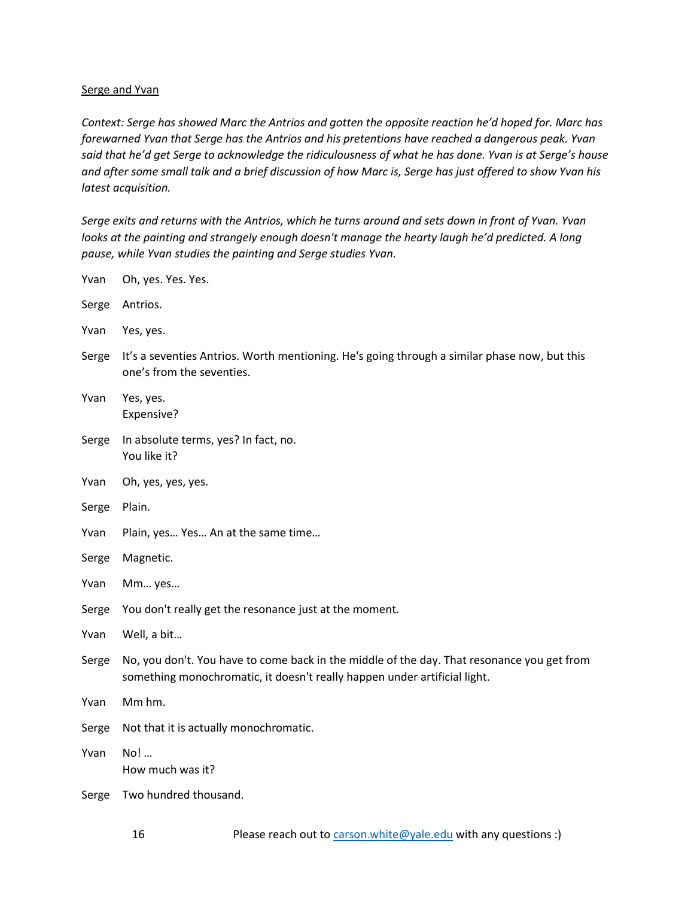<u>Serge and Yvan</u>

*Context: Serge has showed Marc the Antrios and gotten the opposite reaction he'd hoped for. Marc has forewarned Yvan that Serge has the Antrios and his pretentions have reached a dangerous peak. Yvan said that he'd get Serge to acknowledge the ridiculousness of what he has done. Yvan is at Serge's house and after some small talk and a brief discussion of how Marc is, Serge has just offered to show Yvan his latest acquisition.*

*Serge exits and returns with the Antrios, which he turns around and sets down in front of Yvan. Yvan looks at the painting and strangely enough doesn't manage the hearty laugh he'd predicted. A long pause, while Yvan studies the painting and Serge studies Yvan.*

Yvan Oh, yes. Yes. Yes.

Serge Antrios.

Yvan Yes, yes.

Serge It's a seventies Antrios. Worth mentioning. He's going through a similar phase now, but this one's from the seventies.

Yvan Yes, yes.
Expensive?

Serge In absolute terms, yes? In fact, no.
You like it?

Yvan Oh, yes, yes, yes.

Serge Plain.

Yvan Plain, yes… Yes… An at the same time…

Serge Magnetic.

Yvan Mm… yes…

Serge You don't really get the resonance just at the moment.

Yvan Well, a bit…

Serge No, you don't. You have to come back in the middle of the day. That resonance you get from something monochromatic, it doesn't really happen under artificial light.

Yvan Mm hm.

Serge Not that it is actually monochromatic.

Yvan No! …
How much was it?

Serge Two hundred thousand.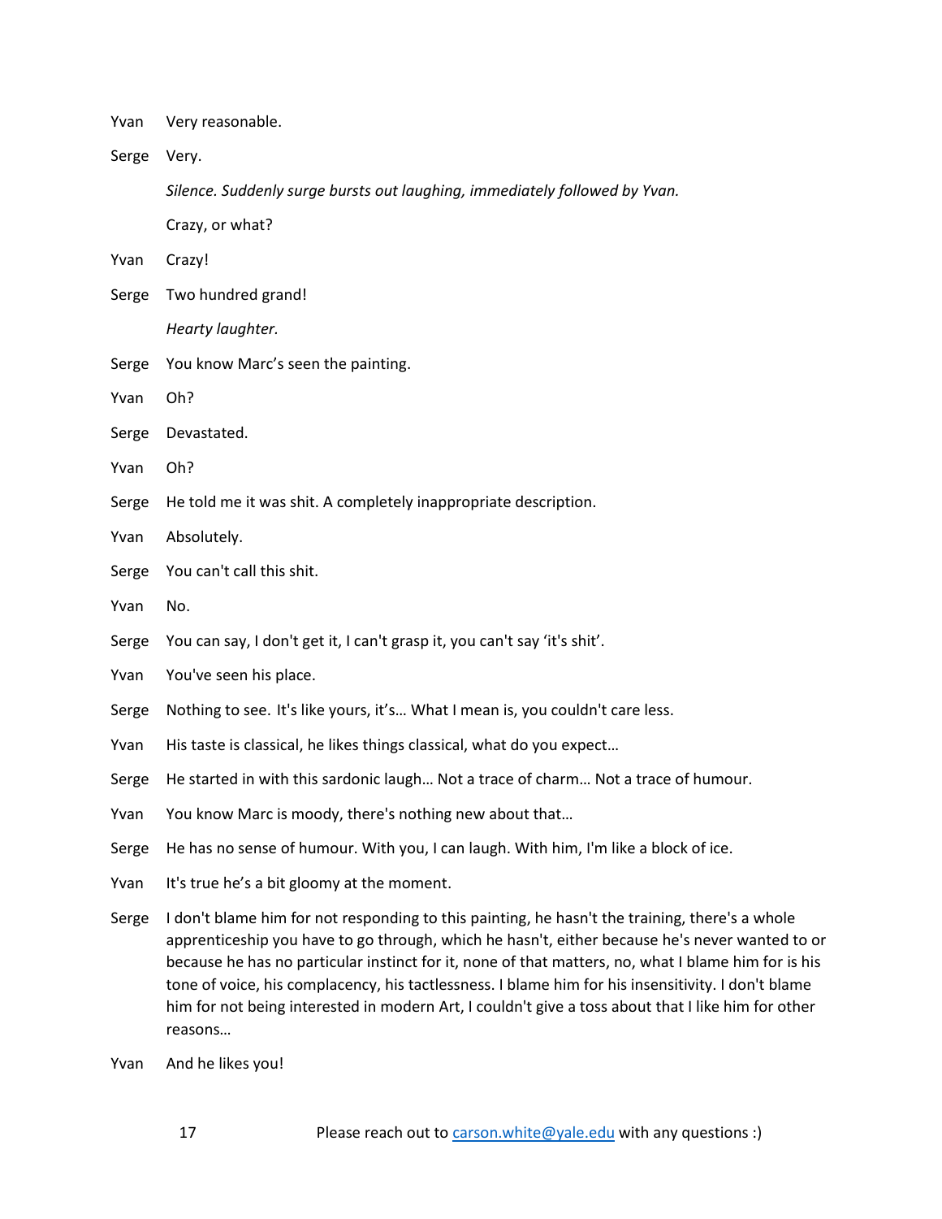Yvan Very reasonable.

Serge Very.

*Silence. Suddenly surge bursts out laughing, immediately followed by Yvan.*

Crazy, or what?

Yvan Crazy!

Serge Two hundred grand!

*Hearty laughter.*

Serge You know Marc's seen the painting.

Yvan Oh?

Serge Devastated.

Yvan Oh?

Serge He told me it was shit. A completely inappropriate description.

Yvan Absolutely.

Serge You can't call this shit.

Yvan No.

Serge You can say, I don't get it, I can't grasp it, you can't say 'it's shit'.

Yvan You've seen his place.

Serge Nothing to see. It's like yours, it's… What I mean is, you couldn't care less.

Yvan His taste is classical, he likes things classical, what do you expect…

Serge He started in with this sardonic laugh… Not a trace of charm… Not a trace of humour.

Yvan You know Marc is moody, there's nothing new about that…

Serge He has no sense of humour. With you, I can laugh. With him, I'm like a block of ice.

Yvan It's true he's a bit gloomy at the moment.

Serge I don't blame him for not responding to this painting, he hasn't the training, there's a whole apprenticeship you have to go through, which he hasn't, either because he's never wanted to or because he has no particular instinct for it, none of that matters, no, what I blame him for is his tone of voice, his complacency, his tactlessness. I blame him for his insensitivity. I don't blame him for not being interested in modern Art, I couldn't give a toss about that I like him for other reasons…

Yvan And he likes you!

Please reach out to carson.white@yale.edu with any questions :)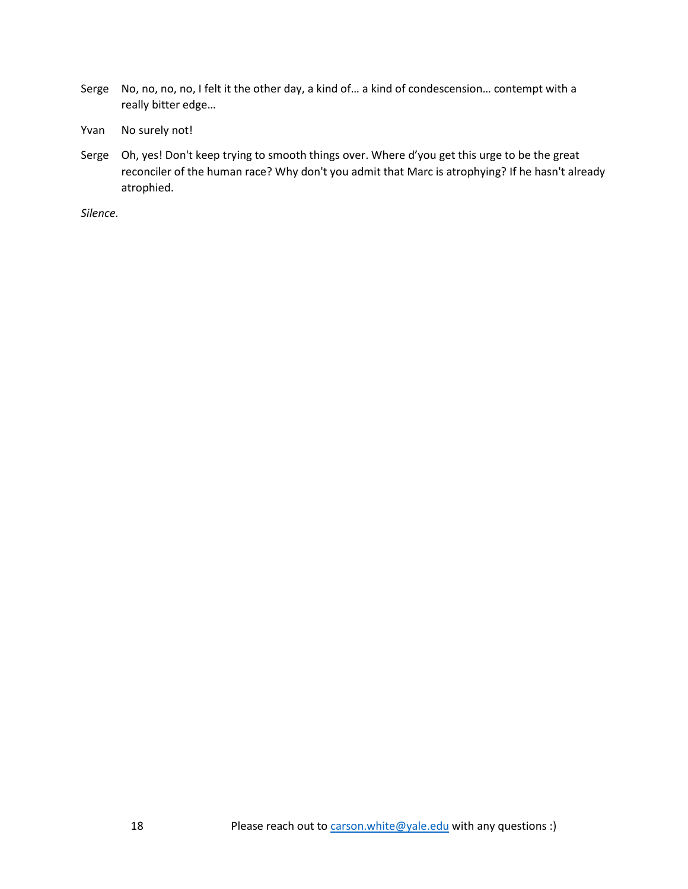Serge  No, no, no, no, I felt it the other day, a kind of… a kind of condescension… contempt with a really bitter edge…

Yvan  No surely not!

Serge  Oh, yes! Don't keep trying to smooth things over. Where d'you get this urge to be the great reconciler of the human race? Why don't you admit that Marc is atrophying? If he hasn't already atrophied.

*Silence.*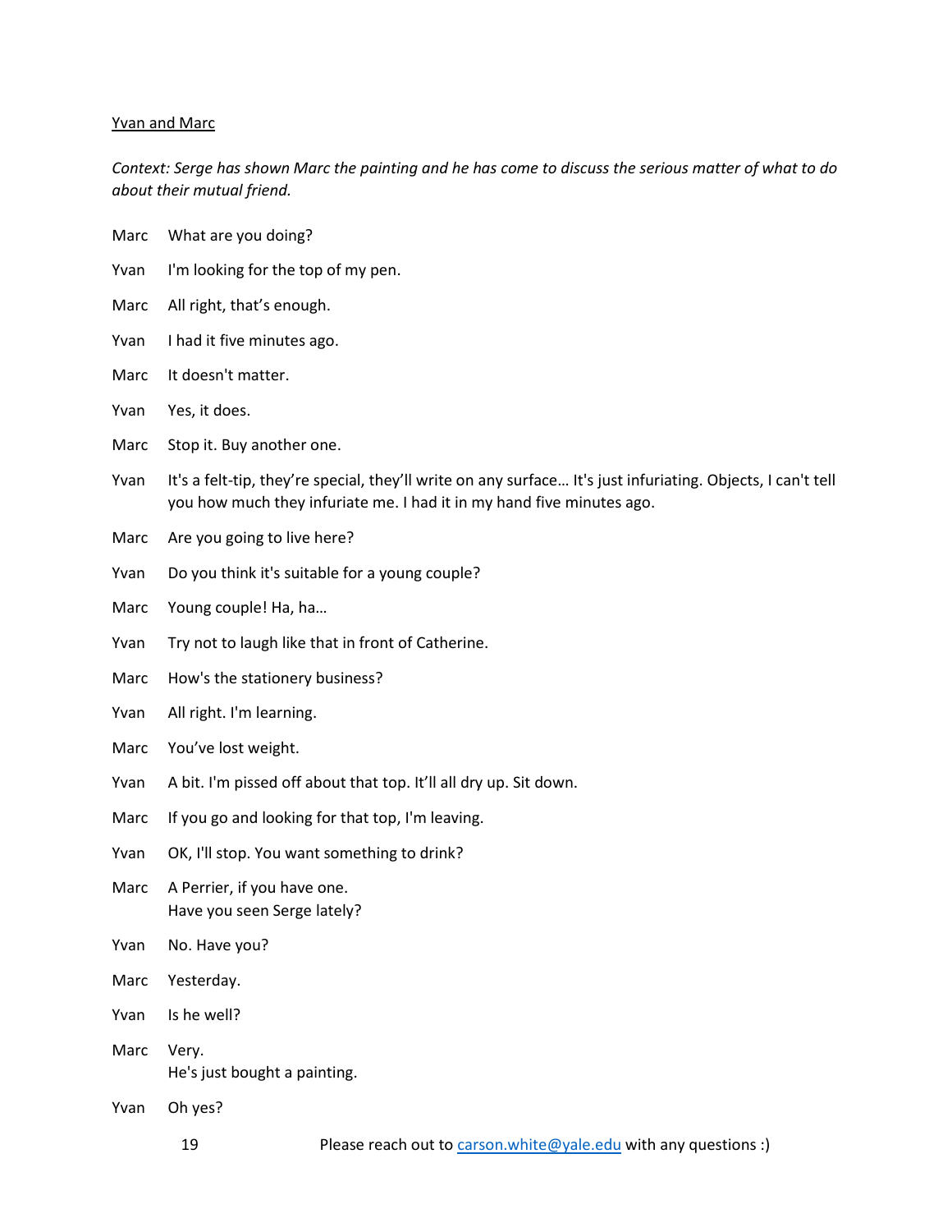Yvan and Marc

*Context: Serge has shown Marc the painting and he has come to discuss the serious matter of what to do about their mutual friend.*

Marc What are you doing?

Yvan I'm looking for the top of my pen.

Marc All right, that's enough.

Yvan I had it five minutes ago.

Marc It doesn't matter.

Yvan Yes, it does.

Marc Stop it. Buy another one.

Yvan It's a felt-tip, they're special, they'll write on any surface… It's just infuriating. Objects, I can't tell you how much they infuriate me. I had it in my hand five minutes ago.

Marc Are you going to live here?

Yvan Do you think it's suitable for a young couple?

Marc Young couple! Ha, ha…

Yvan Try not to laugh like that in front of Catherine.

Marc How's the stationery business?

Yvan All right. I'm learning.

Marc You've lost weight.

Yvan A bit. I'm pissed off about that top. It'll all dry up. Sit down.

Marc If you go and looking for that top, I'm leaving.

Yvan OK, I'll stop. You want something to drink?

Marc A Perrier, if you have one.
Have you seen Serge lately?

Yvan No. Have you?

Marc Yesterday.

Yvan Is he well?

Marc Very.
He's just bought a painting.

Yvan Oh yes?

Please reach out to carson.white@yale.edu with any questions :)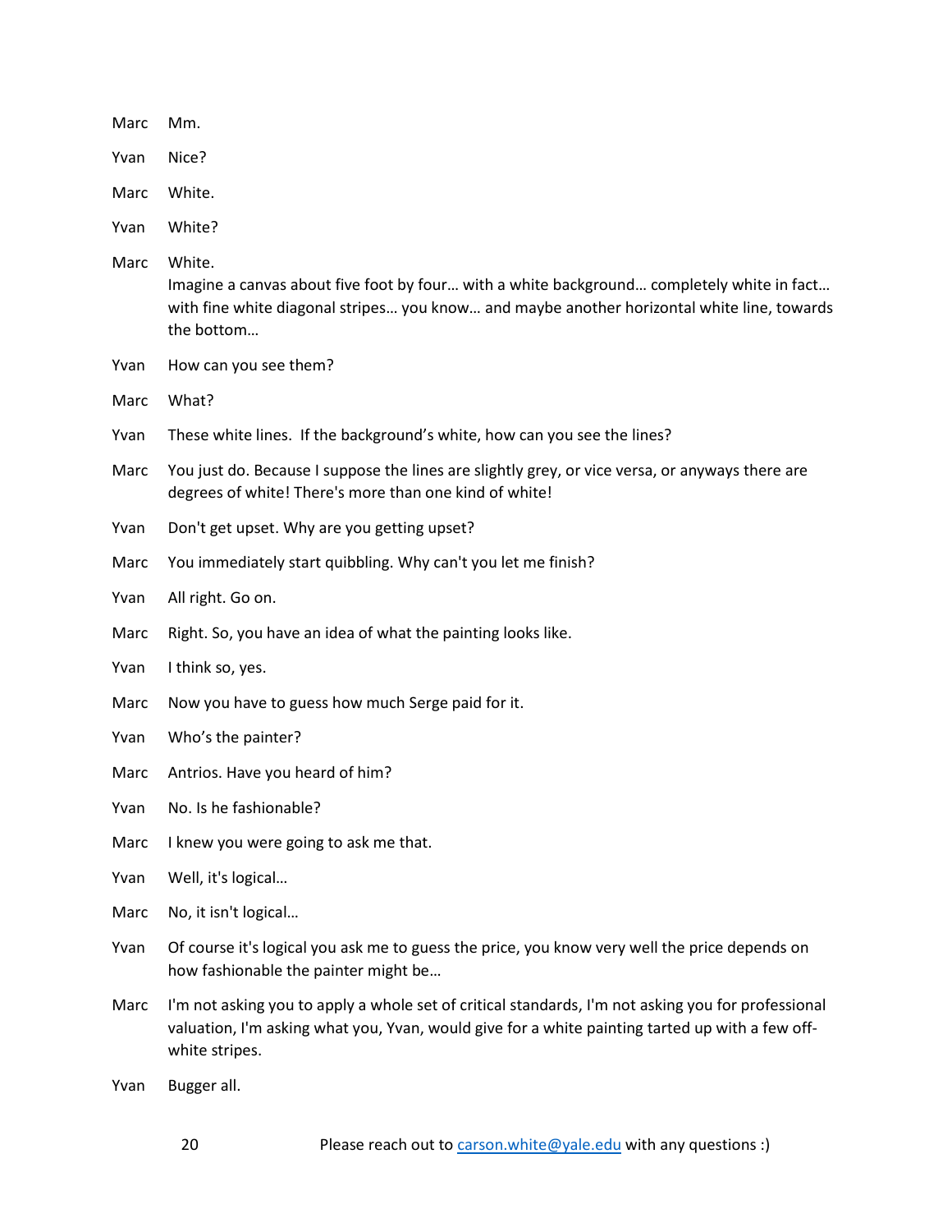Marc Mm.

Yvan Nice?

Marc White.

Yvan White?

Marc White.
Imagine a canvas about five foot by four… with a white background… completely white in fact… with fine white diagonal stripes… you know… and maybe another horizontal white line, towards the bottom…

Yvan How can you see them?

Marc What?

Yvan These white lines. If the background's white, how can you see the lines?

Marc You just do. Because I suppose the lines are slightly grey, or vice versa, or anyways there are degrees of white! There's more than one kind of white!

Yvan Don't get upset. Why are you getting upset?

Marc You immediately start quibbling. Why can't you let me finish?

Yvan All right. Go on.

Marc Right. So, you have an idea of what the painting looks like.

Yvan I think so, yes.

Marc Now you have to guess how much Serge paid for it.

Yvan Who's the painter?

Marc Antrios. Have you heard of him?

Yvan No. Is he fashionable?

Marc I knew you were going to ask me that.

Yvan Well, it's logical…

Marc No, it isn't logical…

Yvan Of course it's logical you ask me to guess the price, you know very well the price depends on how fashionable the painter might be…

Marc I'm not asking you to apply a whole set of critical standards, I'm not asking you for professional valuation, I'm asking what you, Yvan, would give for a white painting tarted up with a few off-white stripes.

Yvan Bugger all.

Please reach out to carson.white@yale.edu with any questions :)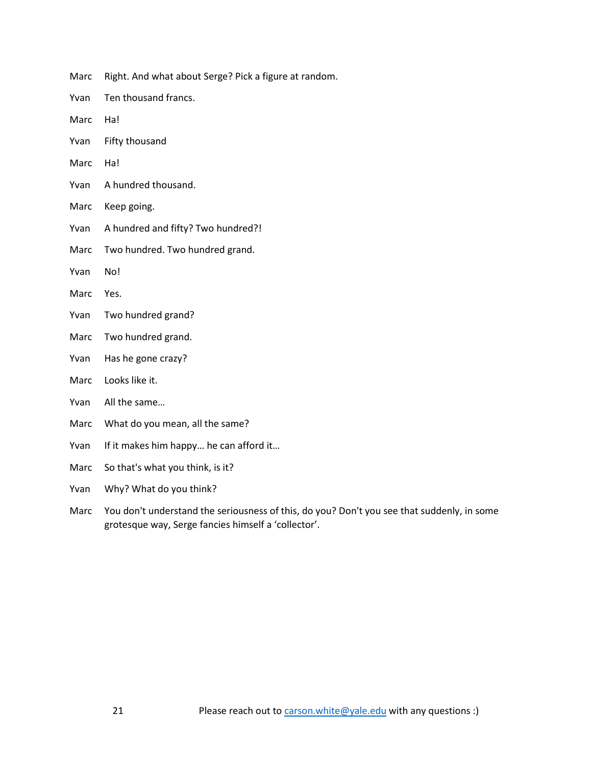Marc Right. And what about Serge? Pick a figure at random.

Yvan Ten thousand francs.

Marc Ha!

Yvan Fifty thousand

Marc Ha!

Yvan A hundred thousand.

Marc Keep going.

Yvan A hundred and fifty? Two hundred?!

Marc Two hundred. Two hundred grand.

Yvan No!

Marc Yes.

Yvan Two hundred grand?

Marc Two hundred grand.

Yvan Has he gone crazy?

Marc Looks like it.

Yvan All the same…

Marc What do you mean, all the same?

Yvan If it makes him happy… he can afford it…

Marc So that's what you think, is it?

Yvan Why? What do you think?

Marc You don't understand the seriousness of this, do you? Don't you see that suddenly, in some grotesque way, Serge fancies himself a 'collector'.

Please reach out to carson.white@yale.edu with any questions :)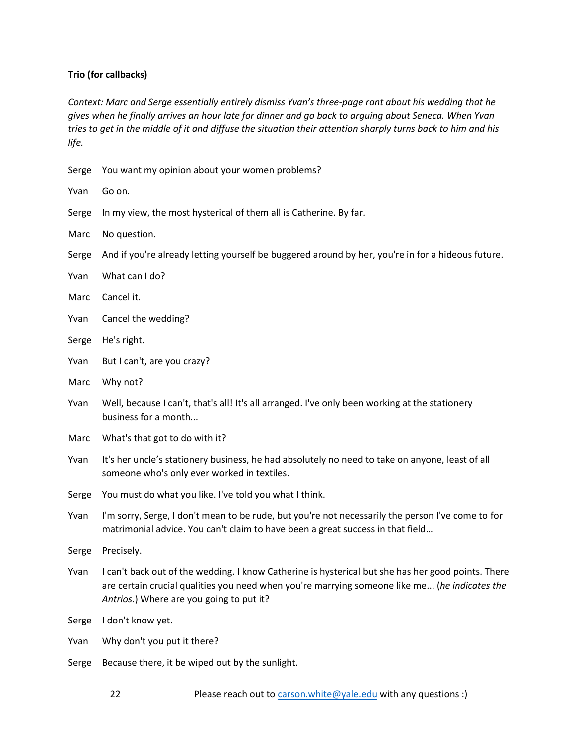**Trio (for callbacks)**

*Context: Marc and Serge essentially entirely dismiss Yvan's three-page rant about his wedding that he gives when he finally arrives an hour late for dinner and go back to arguing about Seneca. When Yvan tries to get in the middle of it and diffuse the situation their attention sharply turns back to him and his life.*

Serge You want my opinion about your women problems?

Yvan Go on.

Serge In my view, the most hysterical of them all is Catherine. By far.

Marc No question.

Serge And if you're already letting yourself be buggered around by her, you're in for a hideous future.

Yvan What can I do?

Marc Cancel it.

Yvan Cancel the wedding?

Serge He's right.

Yvan But I can't, are you crazy?

Marc Why not?

Yvan Well, because I can't, that's all! It's all arranged. I've only been working at the stationery business for a month...

Marc What's that got to do with it?

Yvan It's her uncle's stationery business, he had absolutely no need to take on anyone, least of all someone who's only ever worked in textiles.

Serge You must do what you like. I've told you what I think.

Yvan I'm sorry, Serge, I don't mean to be rude, but you're not necessarily the person I've come to for matrimonial advice. You can't claim to have been a great success in that field…

Serge Precisely.

Yvan I can't back out of the wedding. I know Catherine is hysterical but she has her good points. There are certain crucial qualities you need when you're marrying someone like me... (*he indicates the Antrios*.) Where are you going to put it?

Serge I don't know yet.

Yvan Why don't you put it there?

Serge Because there, it be wiped out by the sunlight.

Please reach out to carson.white@yale.edu with any questions :)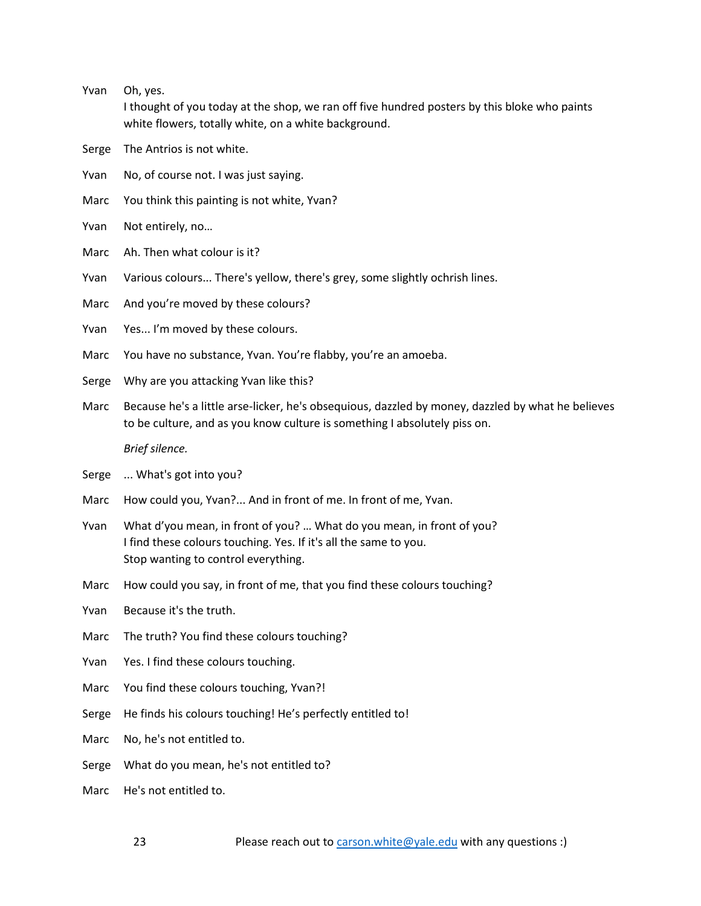Yvan	Oh, yes.
I thought of you today at the shop, we ran off five hundred posters by this bloke who paints white flowers, totally white, on a white background.

Serge	The Antrios is not white.

Yvan	No, of course not. I was just saying.

Marc	You think this painting is not white, Yvan?

Yvan	Not entirely, no…

Marc	Ah. Then what colour is it?

Yvan	Various colours... There's yellow, there's grey, some slightly ochrish lines.

Marc	And you're moved by these colours?

Yvan	Yes... I'm moved by these colours.

Marc	You have no substance, Yvan. You're flabby, you're an amoeba.

Serge	Why are you attacking Yvan like this?

Marc	Because he's a little arse-licker, he's obsequious, dazzled by money, dazzled by what he believes to be culture, and as you know culture is something I absolutely piss on.

*Brief silence.*

Serge	... What's got into you?

Marc	How could you, Yvan?... And in front of me. In front of me, Yvan.

Yvan	What d'you mean, in front of you? … What do you mean, in front of you?
I find these colours touching. Yes. If it's all the same to you.
Stop wanting to control everything.

Marc	How could you say, in front of me, that you find these colours touching?

Yvan	Because it's the truth.

Marc	The truth? You find these colours touching?

Yvan	Yes. I find these colours touching.

Marc	You find these colours touching, Yvan?!

Serge	He finds his colours touching! He's perfectly entitled to!

Marc	No, he's not entitled to.

Serge	What do you mean, he's not entitled to?

Marc	He's not entitled to.

Please reach out to carson.white@yale.edu with any questions :)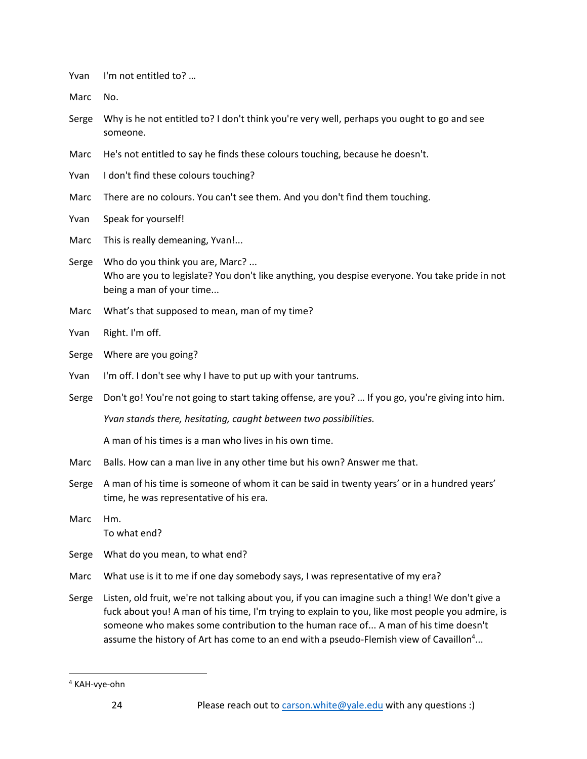Yvan I'm not entitled to? …

Marc No.

Serge Why is he not entitled to? I don't think you're very well, perhaps you ought to go and see someone.

Marc He's not entitled to say he finds these colours touching, because he doesn't.

Yvan I don't find these colours touching?

Marc There are no colours. You can't see them. And you don't find them touching.

Yvan Speak for yourself!

Marc This is really demeaning, Yvan!...

Serge Who do you think you are, Marc? ...
Who are you to legislate? You don't like anything, you despise everyone. You take pride in not being a man of your time...

Marc What's that supposed to mean, man of my time?

Yvan Right. I'm off.

Serge Where are you going?

Yvan I'm off. I don't see why I have to put up with your tantrums.

Serge Don't go! You're not going to start taking offense, are you? … If you go, you're giving into him.

*Yvan stands there, hesitating, caught between two possibilities.*

A man of his times is a man who lives in his own time.

Marc Balls. How can a man live in any other time but his own? Answer me that.

Serge A man of his time is someone of whom it can be said in twenty years' or in a hundred years' time, he was representative of his era.

Marc Hm.
To what end?

Serge What do you mean, to what end?

Marc What use is it to me if one day somebody says, I was representative of my era?

Serge Listen, old fruit, we're not talking about you, if you can imagine such a thing! We don't give a fuck about you! A man of his time, I'm trying to explain to you, like most people you admire, is someone who makes some contribution to the human race of... A man of his time doesn't assume the history of Art has come to an end with a pseudo-Flemish view of Cavaillon[4]...

---

[4] KAH-vye-ohn

Please reach out to carson.white@yale.edu with any questions :)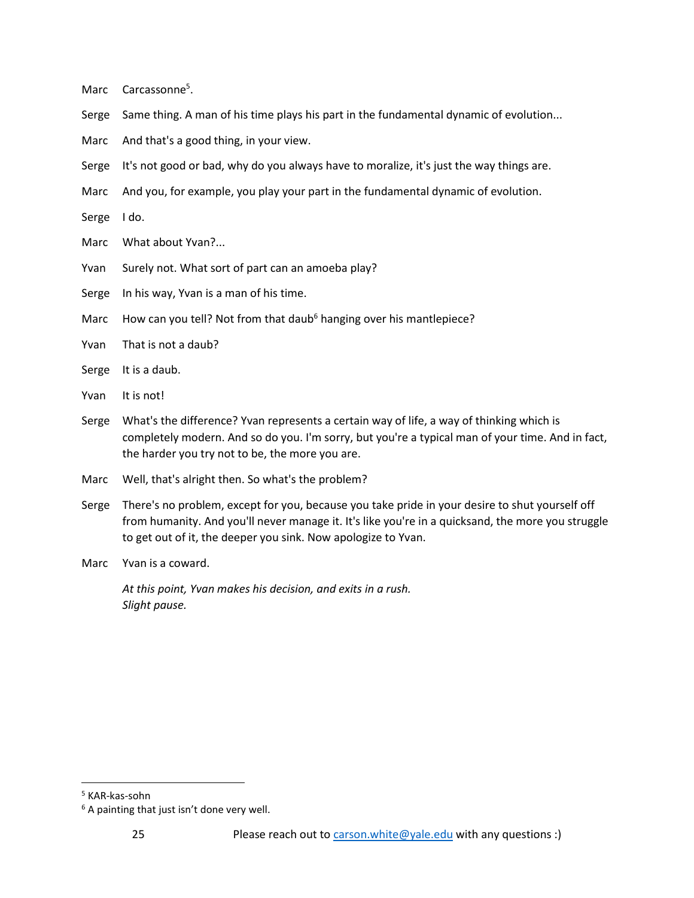Marc Carcassonne[5].

Serge Same thing. A man of his time plays his part in the fundamental dynamic of evolution...

Marc And that's a good thing, in your view.

Serge It's not good or bad, why do you always have to moralize, it's just the way things are.

Marc And you, for example, you play your part in the fundamental dynamic of evolution.

Serge I do.

Marc What about Yvan?...

Yvan Surely not. What sort of part can an amoeba play?

Serge In his way, Yvan is a man of his time.

Marc How can you tell? Not from that daub[6] hanging over his mantlepiece?

Yvan That is not a daub?

Serge It is a daub.

Yvan It is not!

Serge What's the difference? Yvan represents a certain way of life, a way of thinking which is completely modern. And so do you. I'm sorry, but you're a typical man of your time. And in fact, the harder you try not to be, the more you are.

Marc Well, that's alright then. So what's the problem?

Serge There's no problem, except for you, because you take pride in your desire to shut yourself off from humanity. And you'll never manage it. It's like you're in a quicksand, the more you struggle to get out of it, the deeper you sink. Now apologize to Yvan.

Marc Yvan is a coward.

*At this point, Yvan makes his decision, and exits in a rush.*
*Slight pause.*

---

[5] KAR-kas-sohn

[6] A painting that just isn't done very well.

Please reach out to carson.white@yale.edu with any questions :)